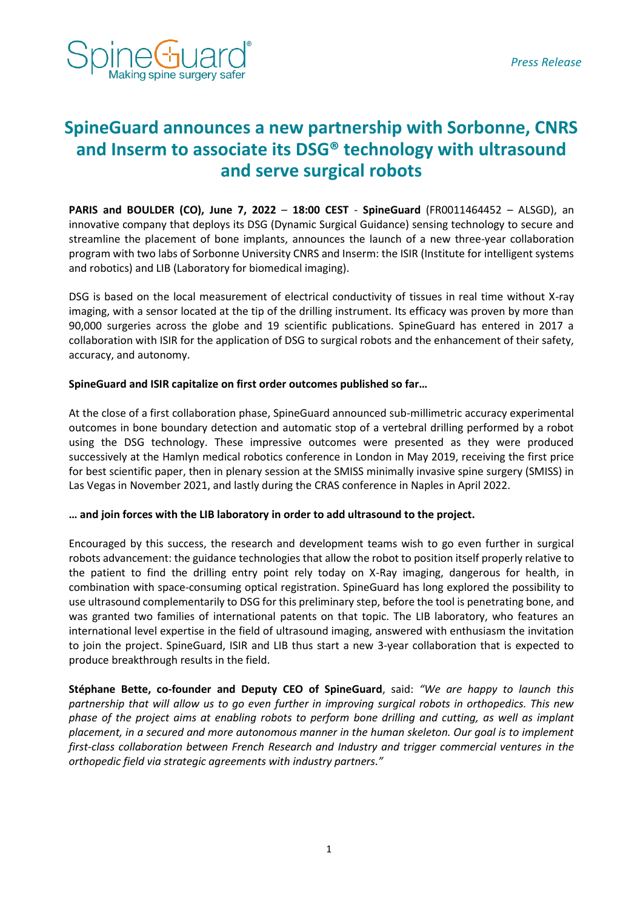SpineGuard®
Making spine surgery safer

*Press Release*

# SpineGuard announces a new partnership with Sorbonne, CNRS and Inserm to associate its DSG® technology with ultrasound and serve surgical robots

**PARIS and BOULDER (CO), June 7, 2022 – 18:00 CEST** - **SpineGuard** (FR0011464452 – ALSGD), an innovative company that deploys its DSG (Dynamic Surgical Guidance) sensing technology to secure and streamline the placement of bone implants, announces the launch of a new three-year collaboration program with two labs of Sorbonne University CNRS and Inserm: the ISIR (Institute for intelligent systems and robotics) and LIB (Laboratory for biomedical imaging).

DSG is based on the local measurement of electrical conductivity of tissues in real time without X-ray imaging, with a sensor located at the tip of the drilling instrument. Its efficacy was proven by more than 90,000 surgeries across the globe and 19 scientific publications. SpineGuard has entered in 2017 a collaboration with ISIR for the application of DSG to surgical robots and the enhancement of their safety, accuracy, and autonomy.

**SpineGuard and ISIR capitalize on first order outcomes published so far…**

At the close of a first collaboration phase, SpineGuard announced sub-millimetric accuracy experimental outcomes in bone boundary detection and automatic stop of a vertebral drilling performed by a robot using the DSG technology. These impressive outcomes were presented as they were produced successively at the Hamlyn medical robotics conference in London in May 2019, receiving the first price for best scientific paper, then in plenary session at the SMISS minimally invasive spine surgery (SMISS) in Las Vegas in November 2021, and lastly during the CRAS conference in Naples in April 2022.

**… and join forces with the LIB laboratory in order to add ultrasound to the project.**

Encouraged by this success, the research and development teams wish to go even further in surgical robots advancement: the guidance technologies that allow the robot to position itself properly relative to the patient to find the drilling entry point rely today on X-Ray imaging, dangerous for health, in combination with space-consuming optical registration. SpineGuard has long explored the possibility to use ultrasound complementarily to DSG for this preliminary step, before the tool is penetrating bone, and was granted two families of international patents on that topic. The LIB laboratory, who features an international level expertise in the field of ultrasound imaging, answered with enthusiasm the invitation to join the project. SpineGuard, ISIR and LIB thus start a new 3-year collaboration that is expected to produce breakthrough results in the field.

**Stéphane Bette, co-founder and Deputy CEO of SpineGuard**, said: *"We are happy to launch this partnership that will allow us to go even further in improving surgical robots in orthopedics. This new phase of the project aims at enabling robots to perform bone drilling and cutting, as well as implant placement, in a secured and more autonomous manner in the human skeleton. Our goal is to implement first-class collaboration between French Research and Industry and trigger commercial ventures in the orthopedic field via strategic agreements with industry partners."*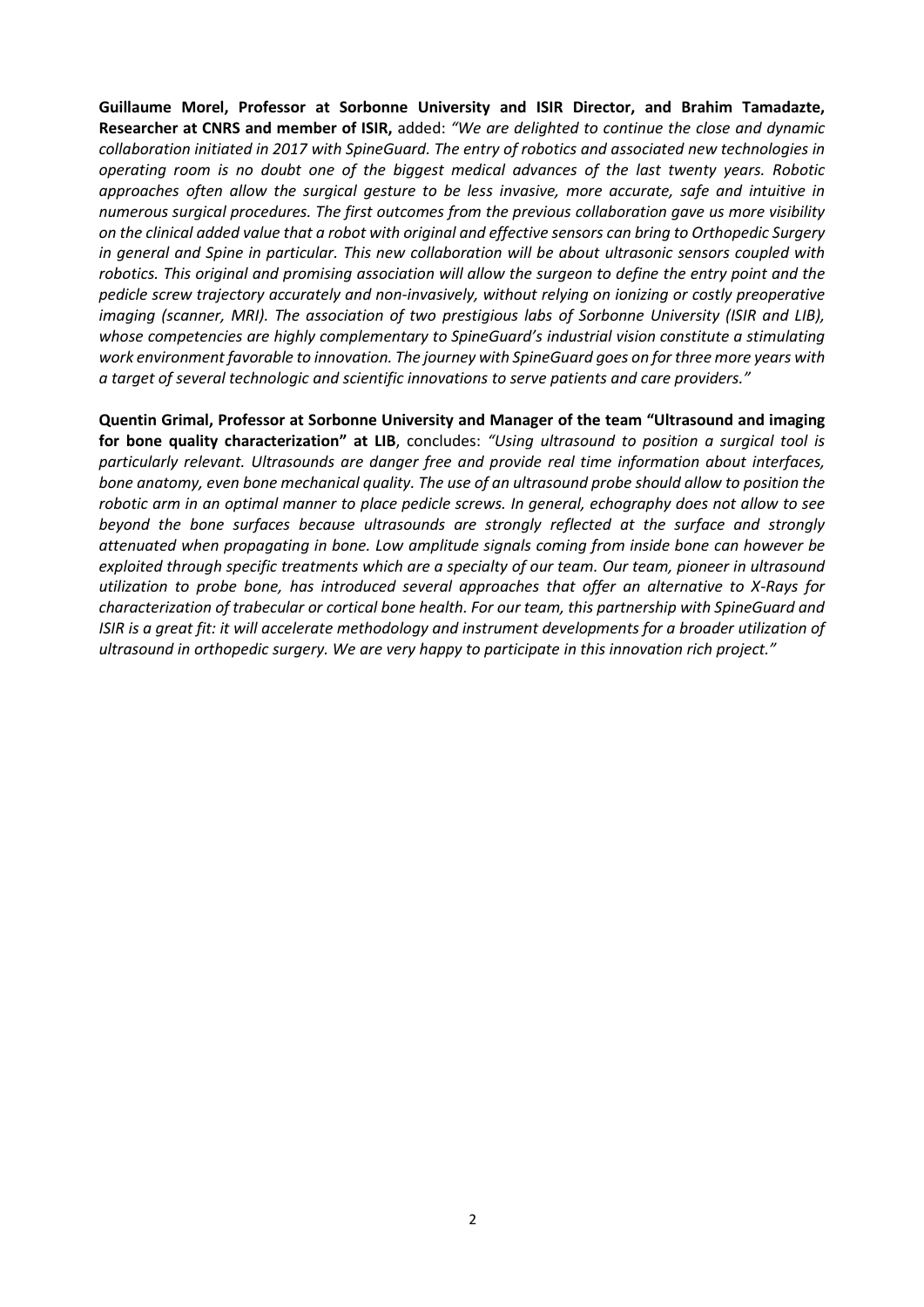**Guillaume Morel, Professor at Sorbonne University and ISIR Director, and Brahim Tamadazte, Researcher at CNRS and member of ISIR,** added: *"We are delighted to continue the close and dynamic collaboration initiated in 2017 with SpineGuard. The entry of robotics and associated new technologies in operating room is no doubt one of the biggest medical advances of the last twenty years. Robotic approaches often allow the surgical gesture to be less invasive, more accurate, safe and intuitive in numerous surgical procedures. The first outcomes from the previous collaboration gave us more visibility on the clinical added value that a robot with original and effective sensors can bring to Orthopedic Surgery in general and Spine in particular. This new collaboration will be about ultrasonic sensors coupled with robotics. This original and promising association will allow the surgeon to define the entry point and the pedicle screw trajectory accurately and non-invasively, without relying on ionizing or costly preoperative imaging (scanner, MRI). The association of two prestigious labs of Sorbonne University (ISIR and LIB), whose competencies are highly complementary to SpineGuard's industrial vision constitute a stimulating work environment favorable to innovation. The journey with SpineGuard goes on for three more years with a target of several technologic and scientific innovations to serve patients and care providers."*

**Quentin Grimal, Professor at Sorbonne University and Manager of the team "Ultrasound and imaging for bone quality characterization" at LIB**, concludes: *"Using ultrasound to position a surgical tool is particularly relevant. Ultrasounds are danger free and provide real time information about interfaces, bone anatomy, even bone mechanical quality. The use of an ultrasound probe should allow to position the robotic arm in an optimal manner to place pedicle screws. In general, echography does not allow to see beyond the bone surfaces because ultrasounds are strongly reflected at the surface and strongly attenuated when propagating in bone. Low amplitude signals coming from inside bone can however be exploited through specific treatments which are a specialty of our team. Our team, pioneer in ultrasound utilization to probe bone, has introduced several approaches that offer an alternative to X-Rays for characterization of trabecular or cortical bone health. For our team, this partnership with SpineGuard and ISIR is a great fit: it will accelerate methodology and instrument developments for a broader utilization of ultrasound in orthopedic surgery. We are very happy to participate in this innovation rich project."*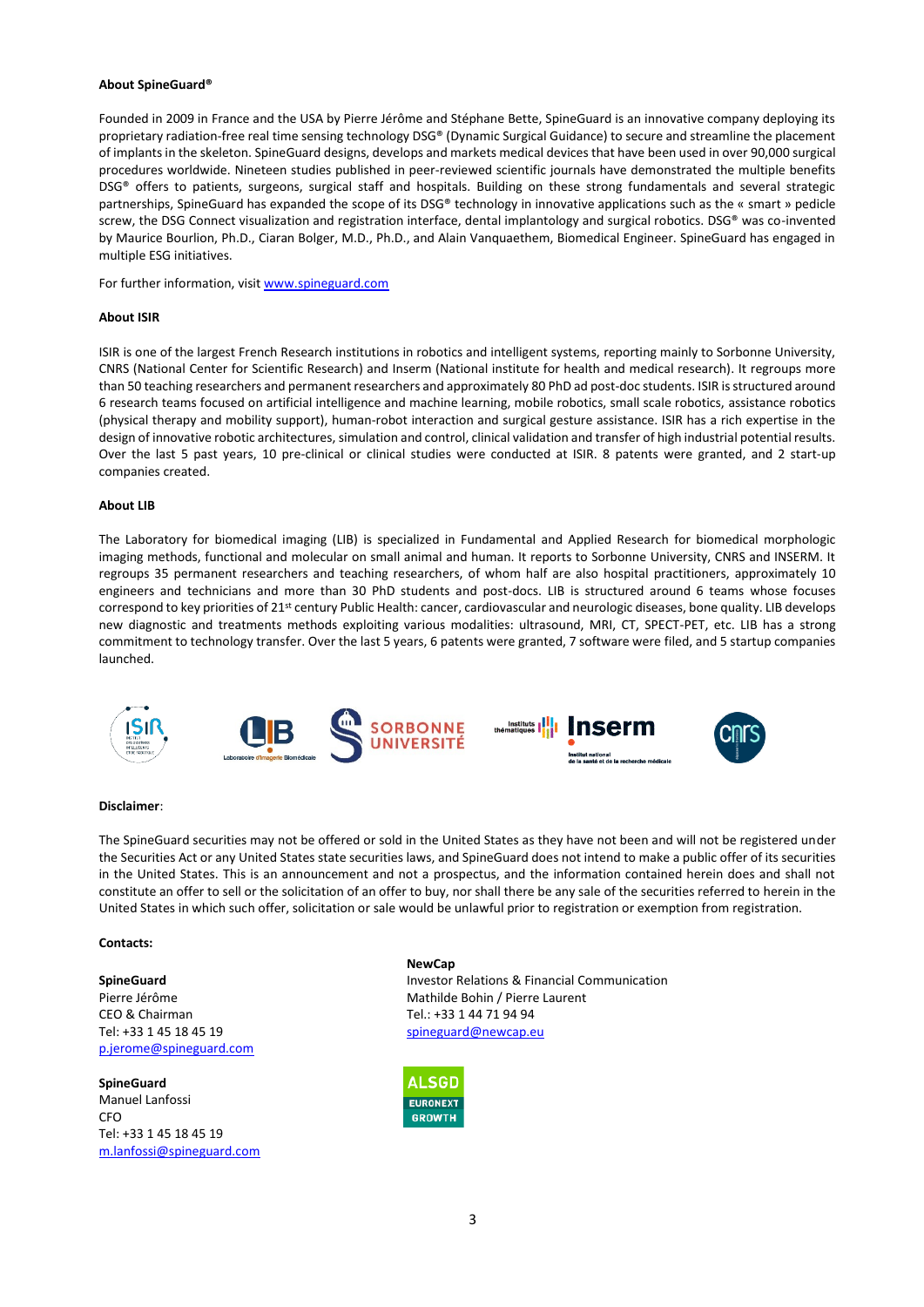**About SpineGuard®**

Founded in 2009 in France and the USA by Pierre Jérôme and Stéphane Bette, SpineGuard is an innovative company deploying its proprietary radiation-free real time sensing technology DSG® (Dynamic Surgical Guidance) to secure and streamline the placement of implants in the skeleton. SpineGuard designs, develops and markets medical devices that have been used in over 90,000 surgical procedures worldwide. Nineteen studies published in peer-reviewed scientific journals have demonstrated the multiple benefits DSG® offers to patients, surgeons, surgical staff and hospitals. Building on these strong fundamentals and several strategic partnerships, SpineGuard has expanded the scope of its DSG® technology in innovative applications such as the « smart » pedicle screw, the DSG Connect visualization and registration interface, dental implantology and surgical robotics. DSG® was co-invented by Maurice Bourlion, Ph.D., Ciaran Bolger, M.D., Ph.D., and Alain Vanquaethem, Biomedical Engineer. SpineGuard has engaged in multiple ESG initiatives.

For further information, visit www.spineguard.com

**About ISIR**

ISIR is one of the largest French Research institutions in robotics and intelligent systems, reporting mainly to Sorbonne University, CNRS (National Center for Scientific Research) and Inserm (National institute for health and medical research). It regroups more than 50 teaching researchers and permanent researchers and approximately 80 PhD ad post-doc students. ISIR is structured around 6 research teams focused on artificial intelligence and machine learning, mobile robotics, small scale robotics, assistance robotics (physical therapy and mobility support), human-robot interaction and surgical gesture assistance. ISIR has a rich expertise in the design of innovative robotic architectures, simulation and control, clinical validation and transfer of high industrial potential results. Over the last 5 past years, 10 pre-clinical or clinical studies were conducted at ISIR. 8 patents were granted, and 2 start-up companies created.

**About LIB**

The Laboratory for biomedical imaging (LIB) is specialized in Fundamental and Applied Research for biomedical morphologic imaging methods, functional and molecular on small animal and human. It reports to Sorbonne University, CNRS and INSERM. It regroups 35 permanent researchers and teaching researchers, of whom half are also hospital practitioners, approximately 10 engineers and technicians and more than 30 PhD students and post-docs. LIB is structured around 6 teams whose focuses correspond to key priorities of 21st century Public Health: cancer, cardiovascular and neurologic diseases, bone quality. LIB develops new diagnostic and treatments methods exploiting various modalities: ultrasound, MRI, CT, SPECT-PET, etc. LIB has a strong commitment to technology transfer. Over the last 5 years, 6 patents were granted, 7 software were filed, and 5 startup companies launched.

**Disclaimer**:

The SpineGuard securities may not be offered or sold in the United States as they have not been and will not be registered under the Securities Act or any United States state securities laws, and SpineGuard does not intend to make a public offer of its securities in the United States. This is an announcement and not a prospectus, and the information contained herein does and shall not constitute an offer to sell or the solicitation of an offer to buy, nor shall there be any sale of the securities referred to herein in the United States in which such offer, solicitation or sale would be unlawful prior to registration or exemption from registration.

**Contacts:**

**SpineGuard**
Pierre Jérôme
CEO & Chairman
Tel: +33 1 45 18 45 19
p.jerome@spineguard.com

**SpineGuard**
Manuel Lanfossi
CFO
Tel: +33 1 45 18 45 19
m.lanfossi@spineguard.com

**NewCap**
Investor Relations & Financial Communication
Mathilde Bohin / Pierre Laurent
Tel.: +33 1 44 71 94 94
spineguard@newcap.eu

ALSGD
EURONEXT GROWTH